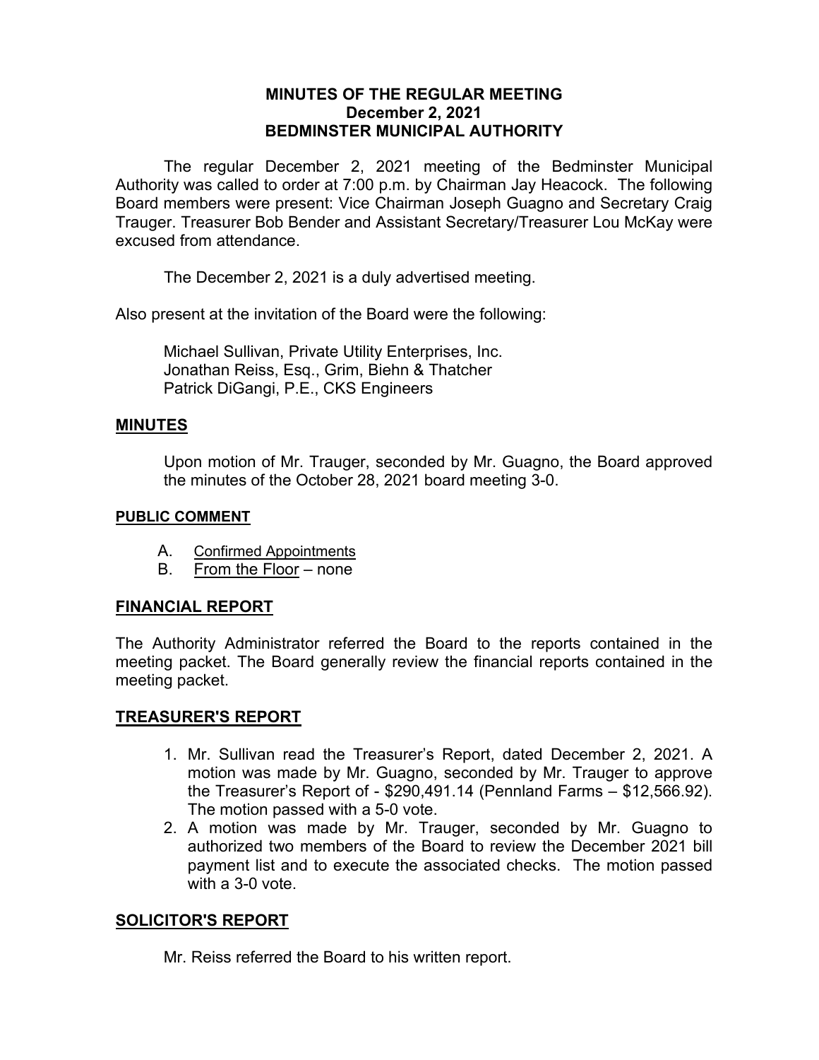# MINUTES OF THE REGULAR MEETING
## December 2, 2021
## BEDMINSTER MUNICIPAL AUTHORITY

The regular December 2, 2021 meeting of the Bedminster Municipal Authority was called to order at 7:00 p.m. by Chairman Jay Heacock. The following Board members were present: Vice Chairman Joseph Guagno and Secretary Craig Trauger. Treasurer Bob Bender and Assistant Secretary/Treasurer Lou McKay were excused from attendance.

The December 2, 2021 is a duly advertised meeting.

Also present at the invitation of the Board were the following:

Michael Sullivan, Private Utility Enterprises, Inc.
Jonathan Reiss, Esq., Grim, Biehn & Thatcher
Patrick DiGangi, P.E., CKS Engineers

## MINUTES

Upon motion of Mr. Trauger, seconded by Mr. Guagno, the Board approved the minutes of the October 28, 2021 board meeting 3-0.

## PUBLIC COMMENT

A. Confirmed Appointments
B. From the Floor – none

## FINANCIAL REPORT

The Authority Administrator referred the Board to the reports contained in the meeting packet. The Board generally review the financial reports contained in the meeting packet.

## TREASURER'S REPORT

1. Mr. Sullivan read the Treasurer's Report, dated December 2, 2021. A motion was made by Mr. Guagno, seconded by Mr. Trauger to approve the Treasurer's Report of - $290,491.14 (Pennland Farms – $12,566.92). The motion passed with a 5-0 vote.
2. A motion was made by Mr. Trauger, seconded by Mr. Guagno to authorized two members of the Board to review the December 2021 bill payment list and to execute the associated checks. The motion passed with a 3-0 vote.

## SOLICITOR'S REPORT

Mr. Reiss referred the Board to his written report.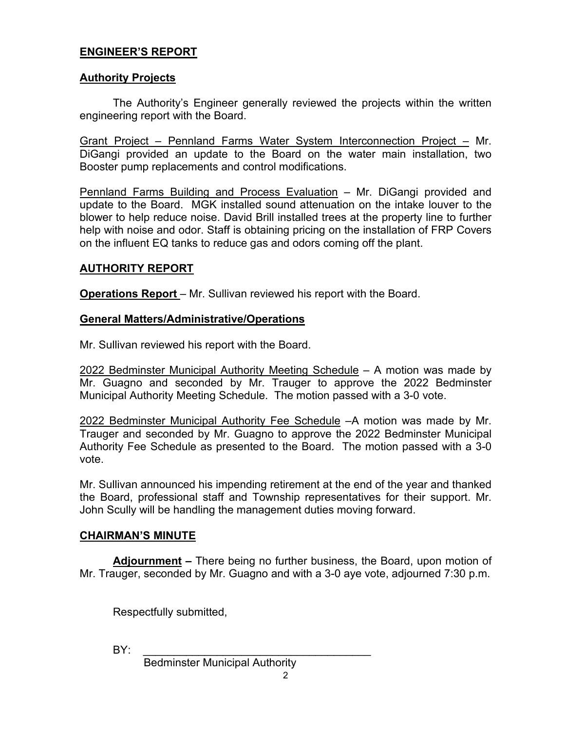## ENGINEER'S REPORT

### Authority Projects

The Authority's Engineer generally reviewed the projects within the written engineering report with the Board.

Grant Project – Pennland Farms Water System Interconnection Project – Mr. DiGangi provided an update to the Board on the water main installation, two Booster pump replacements and control modifications.

Pennland Farms Building and Process Evaluation – Mr. DiGangi provided and update to the Board. MGK installed sound attenuation on the intake louver to the blower to help reduce noise. David Brill installed trees at the property line to further help with noise and odor. Staff is obtaining pricing on the installation of FRP Covers on the influent EQ tanks to reduce gas and odors coming off the plant.

## AUTHORITY REPORT

**Operations Report** – Mr. Sullivan reviewed his report with the Board.

### General Matters/Administrative/Operations

Mr. Sullivan reviewed his report with the Board.

2022 Bedminster Municipal Authority Meeting Schedule – A motion was made by Mr. Guagno and seconded by Mr. Trauger to approve the 2022 Bedminster Municipal Authority Meeting Schedule. The motion passed with a 3-0 vote.

2022 Bedminster Municipal Authority Fee Schedule –A motion was made by Mr. Trauger and seconded by Mr. Guagno to approve the 2022 Bedminster Municipal Authority Fee Schedule as presented to the Board. The motion passed with a 3-0 vote.

Mr. Sullivan announced his impending retirement at the end of the year and thanked the Board, professional staff and Township representatives for their support. Mr. John Scully will be handling the management duties moving forward.

## CHAIRMAN'S MINUTE

**Adjournment –** There being no further business, the Board, upon motion of Mr. Trauger, seconded by Mr. Guagno and with a 3-0 aye vote, adjourned 7:30 p.m.

Respectfully submitted,

BY: ______________________________________

Bedminster Municipal Authority